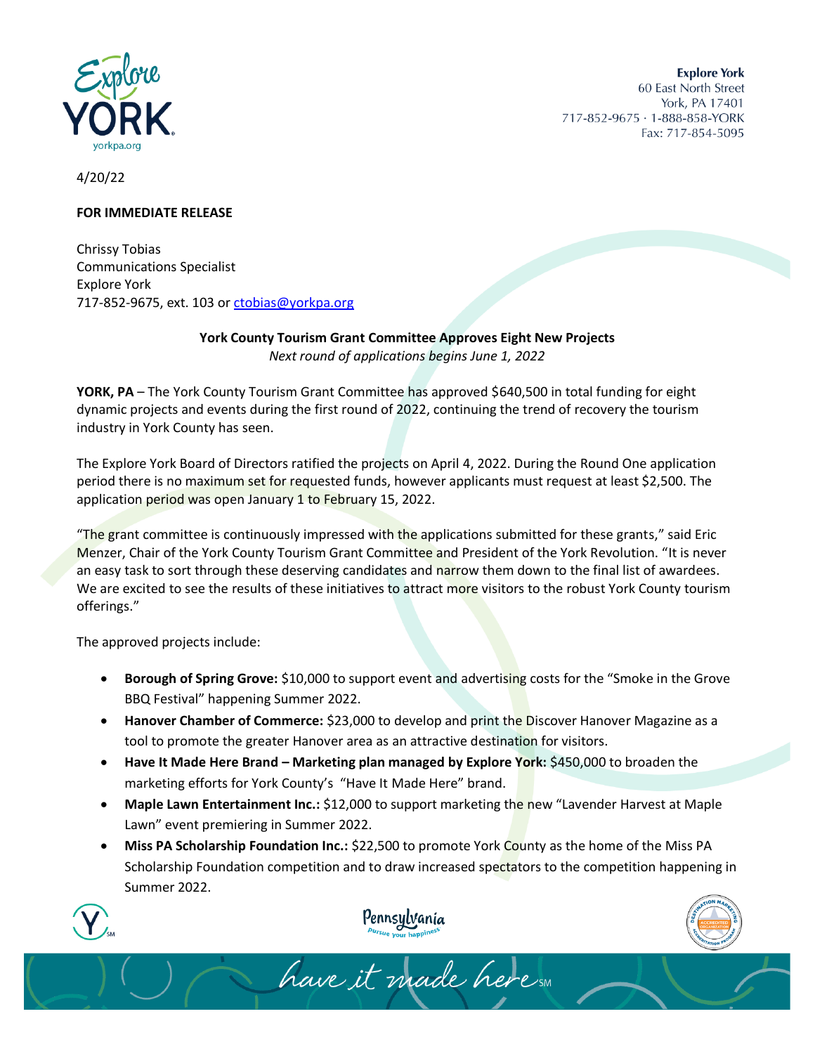**Explore York**
60 East North Street
York, PA 17401
717-852-9675 · 1-888-858-YORK
Fax: 717-854-5095

4/20/22

**FOR IMMEDIATE RELEASE**

Chrissy Tobias
Communications Specialist
Explore York
717-852-9675, ext. 103 or ctobias@yorkpa.org

**York County Tourism Grant Committee Approves Eight New Projects**
*Next round of applications begins June 1, 2022*

**YORK, PA** – The York County Tourism Grant Committee has approved $640,500 in total funding for eight dynamic projects and events during the first round of 2022, continuing the trend of recovery the tourism industry in York County has seen.

The Explore York Board of Directors ratified the projects on April 4, 2022. During the Round One application period there is no maximum set for requested funds, however applicants must request at least $2,500. The application period was open January 1 to February 15, 2022.

"The grant committee is continuously impressed with the applications submitted for these grants," said Eric Menzer, Chair of the York County Tourism Grant Committee and President of the York Revolution. "It is never an easy task to sort through these deserving candidates and narrow them down to the final list of awardees. We are excited to see the results of these initiatives to attract more visitors to the robust York County tourism offerings."

The approved projects include:

- **Borough of Spring Grove:** $10,000 to support event and advertising costs for the "Smoke in the Grove BBQ Festival" happening Summer 2022.
- **Hanover Chamber of Commerce:** $23,000 to develop and print the Discover Hanover Magazine as a tool to promote the greater Hanover area as an attractive destination for visitors.
- **Have It Made Here Brand – Marketing plan managed by Explore York:** $450,000 to broaden the marketing efforts for York County's "Have It Made Here" brand.
- **Maple Lawn Entertainment Inc.:** $12,000 to support marketing the new "Lavender Harvest at Maple Lawn" event premiering in Summer 2022.
- **Miss PA Scholarship Foundation Inc.:** $22,500 to promote York County as the home of the Miss PA Scholarship Foundation competition and to draw increased spectators to the competition happening in Summer 2022.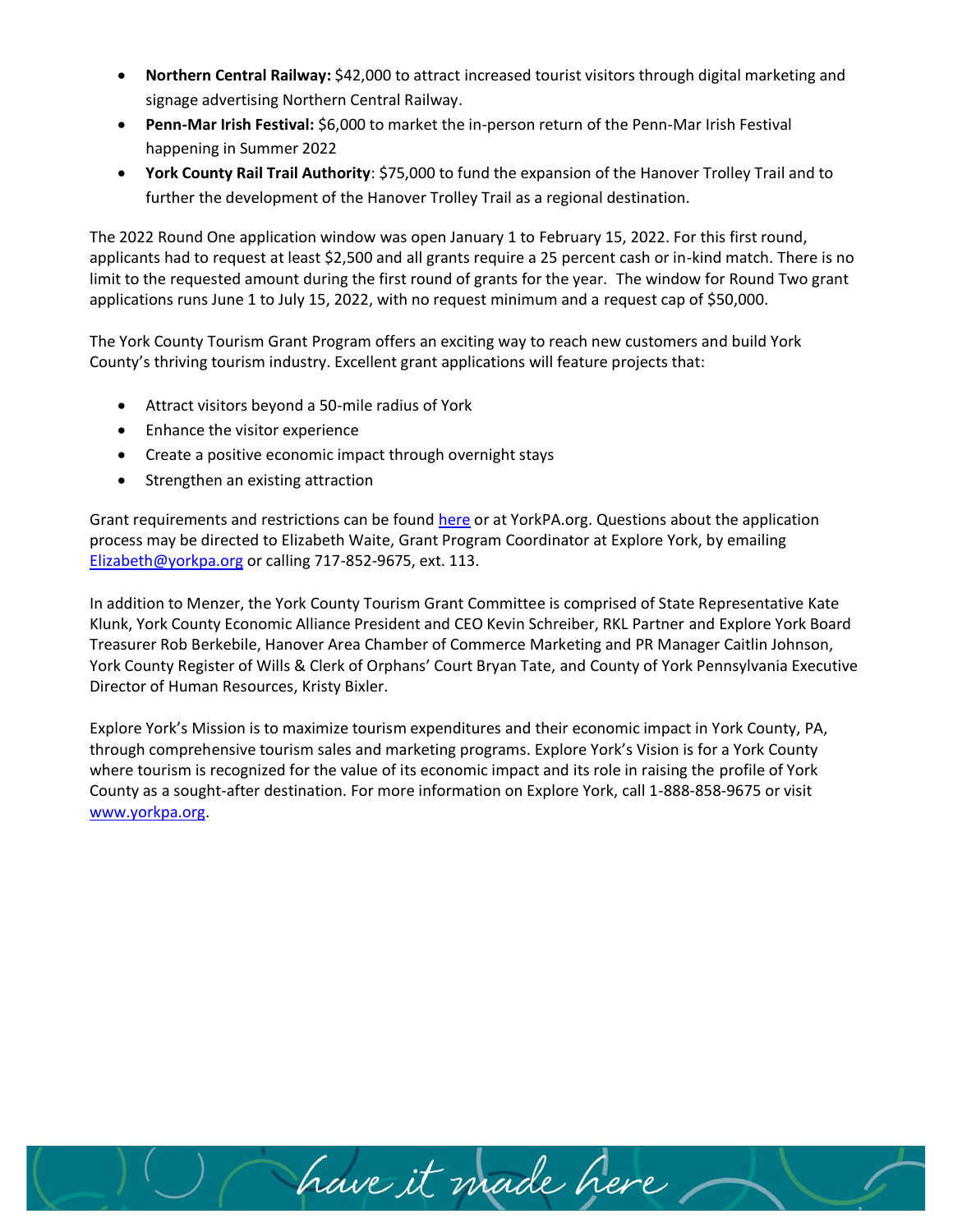- **Northern Central Railway:** $42,000 to attract increased tourist visitors through digital marketing and signage advertising Northern Central Railway.
- **Penn-Mar Irish Festival:** $6,000 to market the in-person return of the Penn-Mar Irish Festival happening in Summer 2022
- **York County Rail Trail Authority**: $75,000 to fund the expansion of the Hanover Trolley Trail and to further the development of the Hanover Trolley Trail as a regional destination.

The 2022 Round One application window was open January 1 to February 15, 2022. For this first round, applicants had to request at least $2,500 and all grants require a 25 percent cash or in-kind match. There is no limit to the requested amount during the first round of grants for the year. The window for Round Two grant applications runs June 1 to July 15, 2022, with no request minimum and a request cap of $50,000.

The York County Tourism Grant Program offers an exciting way to reach new customers and build York County's thriving tourism industry. Excellent grant applications will feature projects that:

- Attract visitors beyond a 50-mile radius of York
- Enhance the visitor experience
- Create a positive economic impact through overnight stays
- Strengthen an existing attraction

Grant requirements and restrictions can be found here or at YorkPA.org. Questions about the application process may be directed to Elizabeth Waite, Grant Program Coordinator at Explore York, by emailing Elizabeth@yorkpa.org or calling 717-852-9675, ext. 113.

In addition to Menzer, the York County Tourism Grant Committee is comprised of State Representative Kate Klunk, York County Economic Alliance President and CEO Kevin Schreiber, RKL Partner and Explore York Board Treasurer Rob Berkebile, Hanover Area Chamber of Commerce Marketing and PR Manager Caitlin Johnson, York County Register of Wills & Clerk of Orphans' Court Bryan Tate, and County of York Pennsylvania Executive Director of Human Resources, Kristy Bixler.

Explore York's Mission is to maximize tourism expenditures and their economic impact in York County, PA, through comprehensive tourism sales and marketing programs. Explore York's Vision is for a York County where tourism is recognized for the value of its economic impact and its role in raising the profile of York County as a sought-after destination. For more information on Explore York, call 1-888-858-9675 or visit www.yorkpa.org.